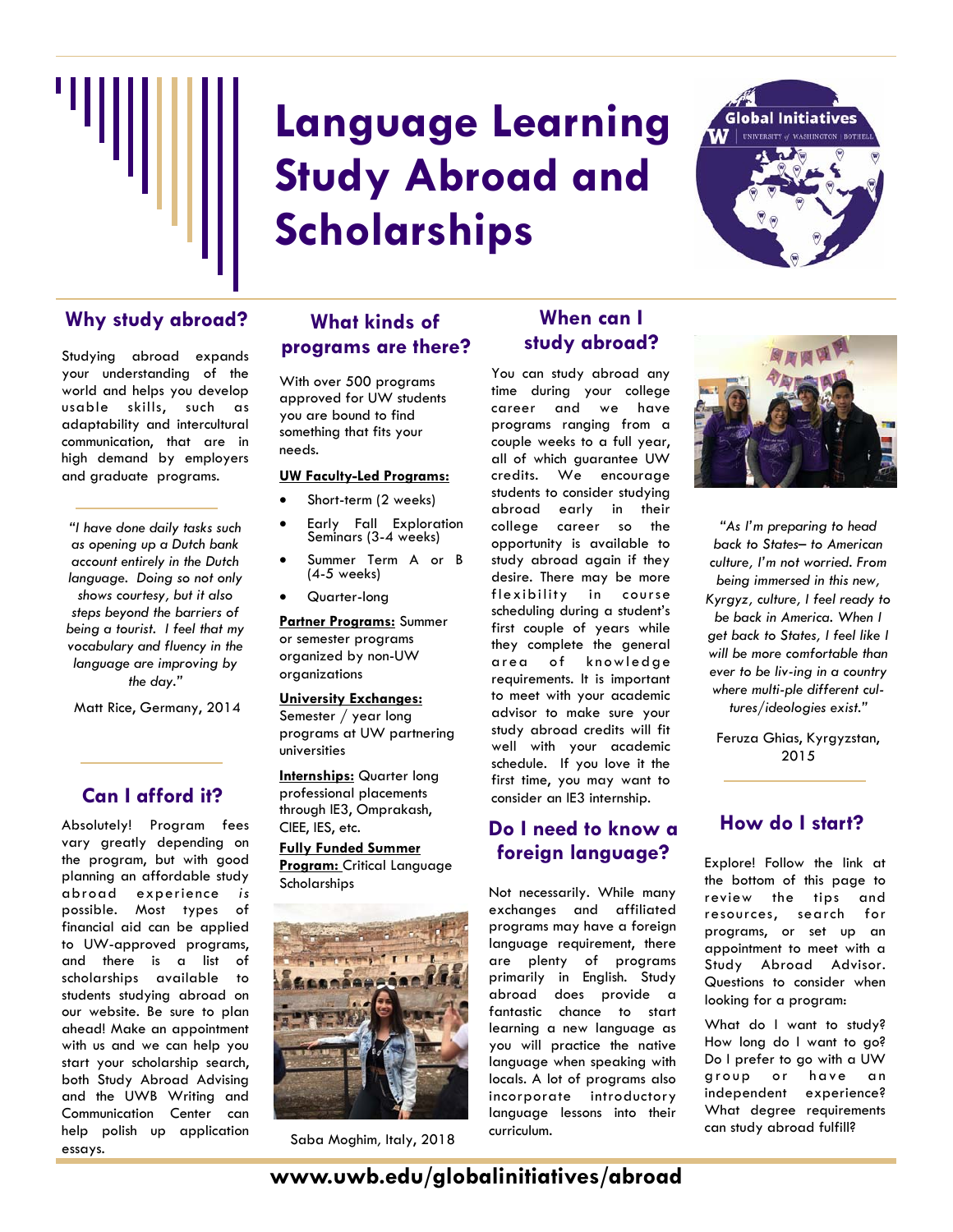# Language Learning Study Abroad and Scholarships

## Why study abroad?

Studying abroad expands your understanding of the world and helps you develop usable skills, such as adaptability and intercultural communication, that are in high demand by employers and graduate programs.

*"I have done daily tasks such as opening up a Dutch bank account entirely in the Dutch language. Doing so not only shows courtesy, but it also steps beyond the barriers of being a tourist. I feel that my vocabulary and fluency in the language are improving by the day."*

Matt Rice, Germany, 2014

## Can I afford it?

Absolutely! Program fees vary greatly depending on the program, but with good planning an affordable study abroad experience *is* possible. Most types of financial aid can be applied to UW-approved programs, and there is a list of scholarships available to students studying abroad on our website. Be sure to plan ahead! Make an appointment with us and we can help you start your scholarship search, both Study Abroad Advising and the UWB Writing and Communication Center can help polish up application essays.

## What kinds of programs are there?

With over 500 programs approved for UW students you are bound to find something that fits your needs.

**UW Faculty-Led Programs:**

- Short-term (2 weeks)
- Early Fall Exploration Seminars (3-4 weeks)
- Summer Term A or B (4-5 weeks)
- Quarter-long

**Partner Programs:** Summer or semester programs organized by non-UW organizations

**University Exchanges:** Semester / year long programs at UW partnering universities

**Internships:** Quarter long professional placements through IE3, Omprakash, CIEE, IES, etc.

**Fully Funded Summer Program:** Critical Language Scholarships

Saba Moghim, Italy, 2018

## When can I study abroad?

You can study abroad any time during your college career and we have programs ranging from a couple weeks to a full year, all of which guarantee UW credits. We encourage students to consider studying abroad early in their college career so the opportunity is available to study abroad again if they desire. There may be more flexibility in course scheduling during a student's first couple of years while they complete the general area of knowledge requirements. It is important to meet with your academic advisor to make sure your study abroad credits will fit well with your academic schedule. If you love it the first time, you may want to consider an IE3 internship.

## Do I need to know a foreign language?

Not necessarily. While many exchanges and affiliated programs may have a foreign language requirement, there are plenty of programs primarily in English. Study abroad does provide a fantastic chance to start learning a new language as you will practice the native language when speaking with locals. A lot of programs also incorporate introductory language lessons into their curriculum.

*"As I'm preparing to head back to States– to American culture, I'm not worried. From being immersed in this new, Kyrgyz, culture, I feel ready to be back in America. When I get back to States, I feel like I will be more comfortable than ever to be liv-ing in a country where multi-ple different cul-tures/ideologies exist."*

Feruza Ghias, Kyrgyzstan, 2015

## How do I start?

Explore! Follow the link at the bottom of this page to review the tips and resources, search for programs, or set up an appointment to meet with a Study Abroad Advisor. Questions to consider when looking for a program:

What do I want to study? How long do I want to go? Do I prefer to go with a UW group or have an independent experience? What degree requirements can study abroad fulfill?

**www.uwb.edu/globalinitiatives/abroad**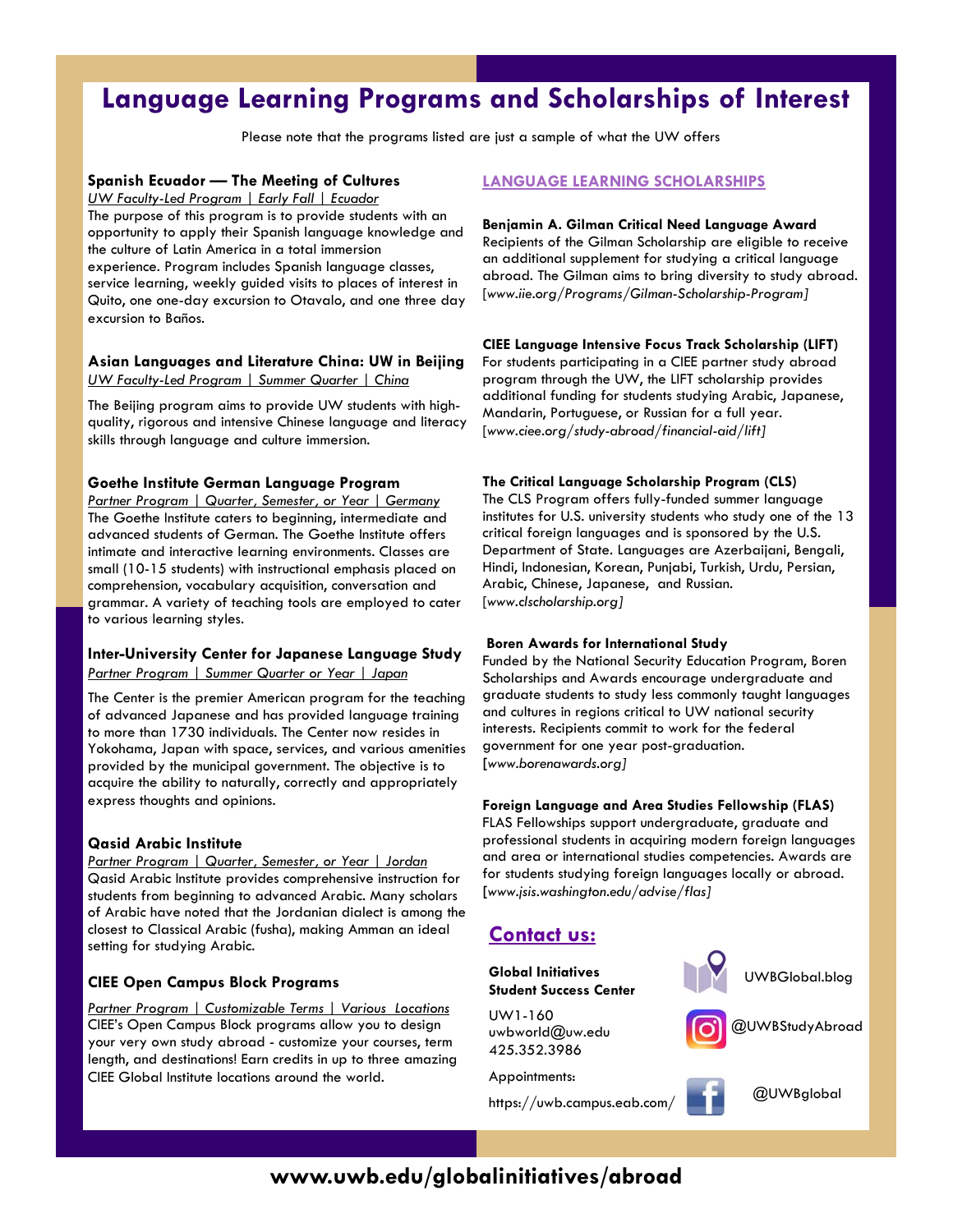# Language Learning Programs and Scholarships of Interest

Please note that the programs listed are just a sample of what the UW offers

### Spanish Ecuador — The Meeting of Cultures

*UW Faculty-Led Program | Early Fall | Ecuador*

The purpose of this program is to provide students with an opportunity to apply their Spanish language knowledge and the culture of Latin America in a total immersion experience. Program includes Spanish language classes, service learning, weekly guided visits to places of interest in Quito, one one-day excursion to Otavalo, and one three day excursion to Baños.

### Asian Languages and Literature China: UW in Beijing

*UW Faculty-Led Program | Summer Quarter | China*

The Beijing program aims to provide UW students with high-quality, rigorous and intensive Chinese language and literacy skills through language and culture immersion.

### Goethe Institute German Language Program

*Partner Program | Quarter, Semester, or Year | Germany*

The Goethe Institute caters to beginning, intermediate and advanced students of German. The Goethe Institute offers intimate and interactive learning environments. Classes are small (10-15 students) with instructional emphasis placed on comprehension, vocabulary acquisition, conversation and grammar. A variety of teaching tools are employed to cater to various learning styles.

### Inter-University Center for Japanese Language Study

*Partner Program | Summer Quarter or Year | Japan*

The Center is the premier American program for the teaching of advanced Japanese and has provided language training to more than 1730 individuals. The Center now resides in Yokohama, Japan with space, services, and various amenities provided by the municipal government. The objective is to acquire the ability to naturally, correctly and appropriately express thoughts and opinions.

### Qasid Arabic Institute

*Partner Program | Quarter, Semester, or Year | Jordan*

Qasid Arabic Institute provides comprehensive instruction for students from beginning to advanced Arabic. Many scholars of Arabic have noted that the Jordanian dialect is among the closest to Classical Arabic (fusha), making Amman an ideal setting for studying Arabic.

### CIEE Open Campus Block Programs

*Partner Program | Customizable Terms | Various Locations*

CIEE's Open Campus Block programs allow you to design your very own study abroad - customize your courses, term length, and destinations! Earn credits in up to three amazing CIEE Global Institute locations around the world.

## LANGUAGE LEARNING SCHOLARSHIPS

### Benjamin A. Gilman Critical Need Language Award

Recipients of the Gilman Scholarship are eligible to receive an additional supplement for studying a critical language abroad. The Gilman aims to bring diversity to study abroad. [*www.iie.org/Programs/Gilman-Scholarship-Program*]

### CIEE Language Intensive Focus Track Scholarship (LIFT)

For students participating in a CIEE partner study abroad program through the UW, the LIFT scholarship provides additional funding for students studying Arabic, Japanese, Mandarin, Portuguese, or Russian for a full year. [*www.ciee.org/study-abroad/financial-aid/lift*]

### The Critical Language Scholarship Program (CLS)

The CLS Program offers fully-funded summer language institutes for U.S. university students who study one of the 13 critical foreign languages and is sponsored by the U.S. Department of State. Languages are Azerbaijani, Bengali, Hindi, Indonesian, Korean, Punjabi, Turkish, Urdu, Persian, Arabic, Chinese, Japanese, and Russian. [*www.clscholarship.org*]

### Boren Awards for International Study

Funded by the National Security Education Program, Boren Scholarships and Awards encourage undergraduate and graduate students to study less commonly taught languages and cultures in regions critical to UW national security interests. Recipients commit to work for the federal government for one year post-graduation. [*www.borenawards.org*]

### Foreign Language and Area Studies Fellowship (FLAS)

FLAS Fellowships support undergraduate, graduate and professional students in acquiring modern foreign languages and area or international studies competencies. Awards are for students studying foreign languages locally or abroad. [*www.jsis.washington.edu/advise/flas*]

## Contact us:

**Global Initiatives**
**Student Success Center**

UW1-160
uwbworld@uw.edu
425.352.3986

Appointments:

https://uwb.campus.eab.com/

UWBGlobal.blog

@UWBStudyAbroad

@UWBglobal

**www.uwb.edu/globalinitiatives/abroad**